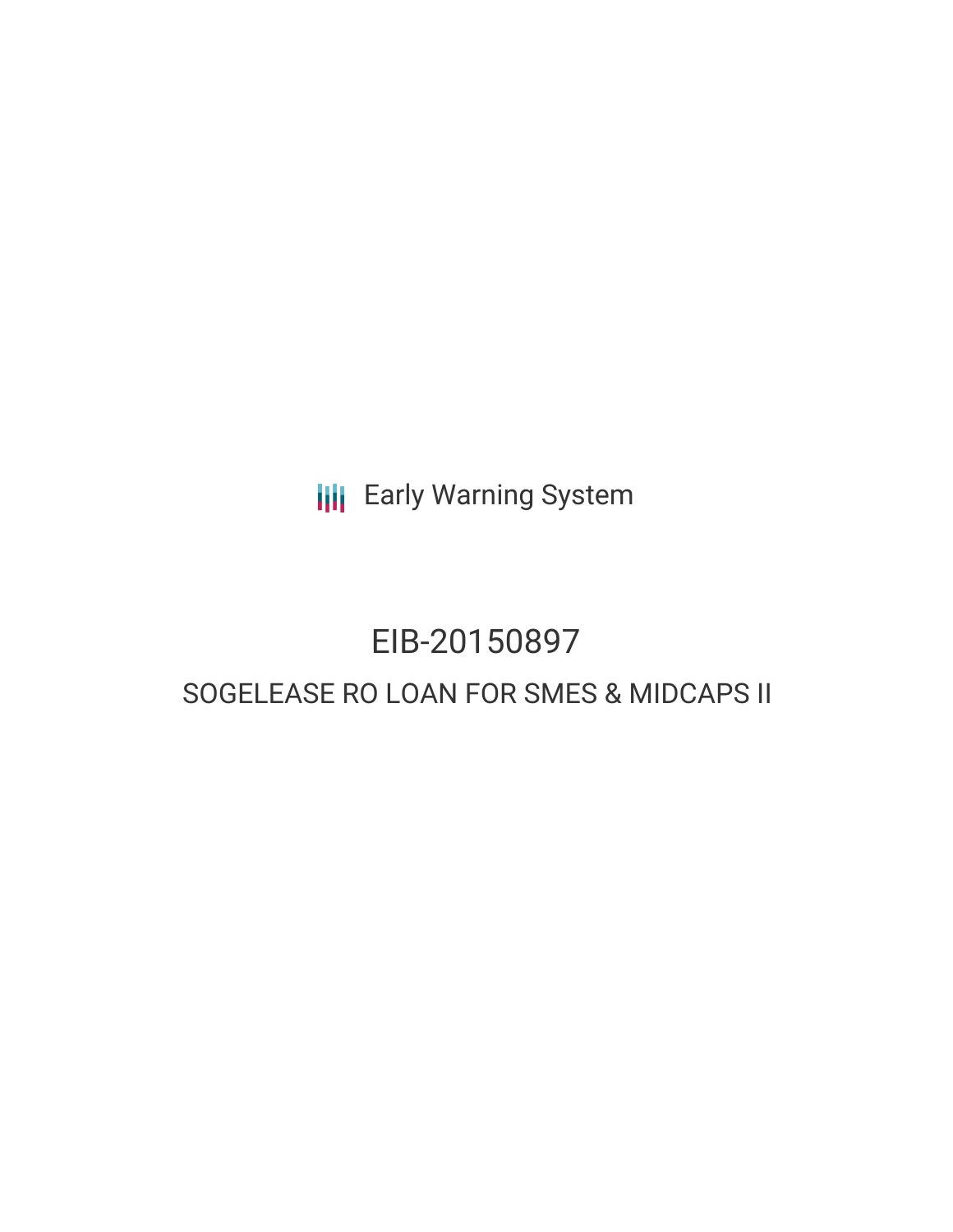Early Warning System

# EIB-20150897

## SOGELEASE RO LOAN FOR SMES & MIDCAPS II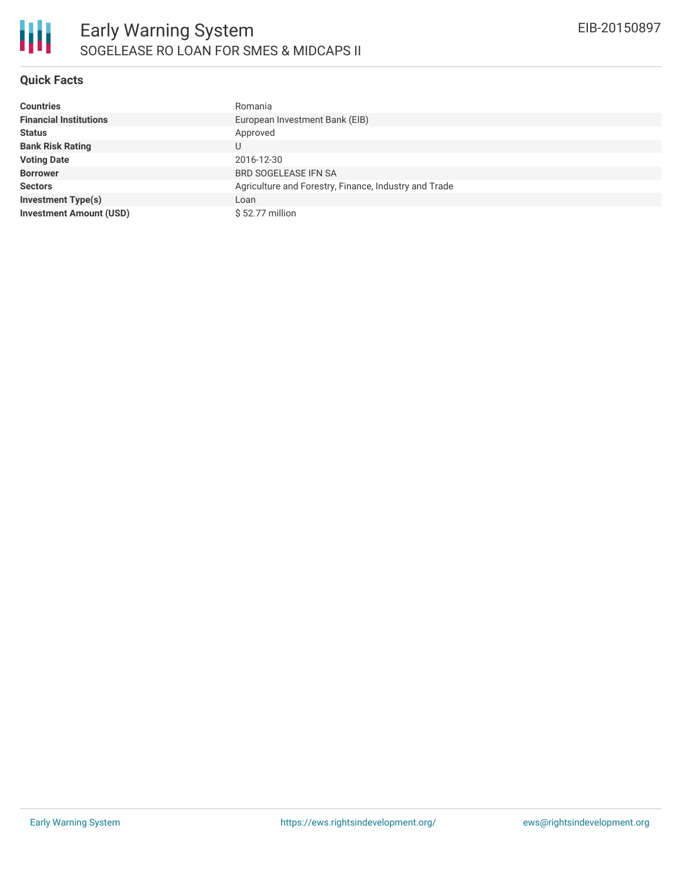# Early Warning System

## SOGELEASE RO LOAN FOR SMES & MIDCAPS II

EIB-20150897

### Quick Facts

| | |
|---|---|
| **Countries** | Romania |
| **Financial Institutions** | European Investment Bank (EIB) |
| **Status** | Approved |
| **Bank Risk Rating** | U |
| **Voting Date** | 2016-12-30 |
| **Borrower** | BRD SOGELEASE IFN SA |
| **Sectors** | Agriculture and Forestry, Finance, Industry and Trade |
| **Investment Type(s)** | Loan |
| **Investment Amount (USD)** | $ 52.77 million |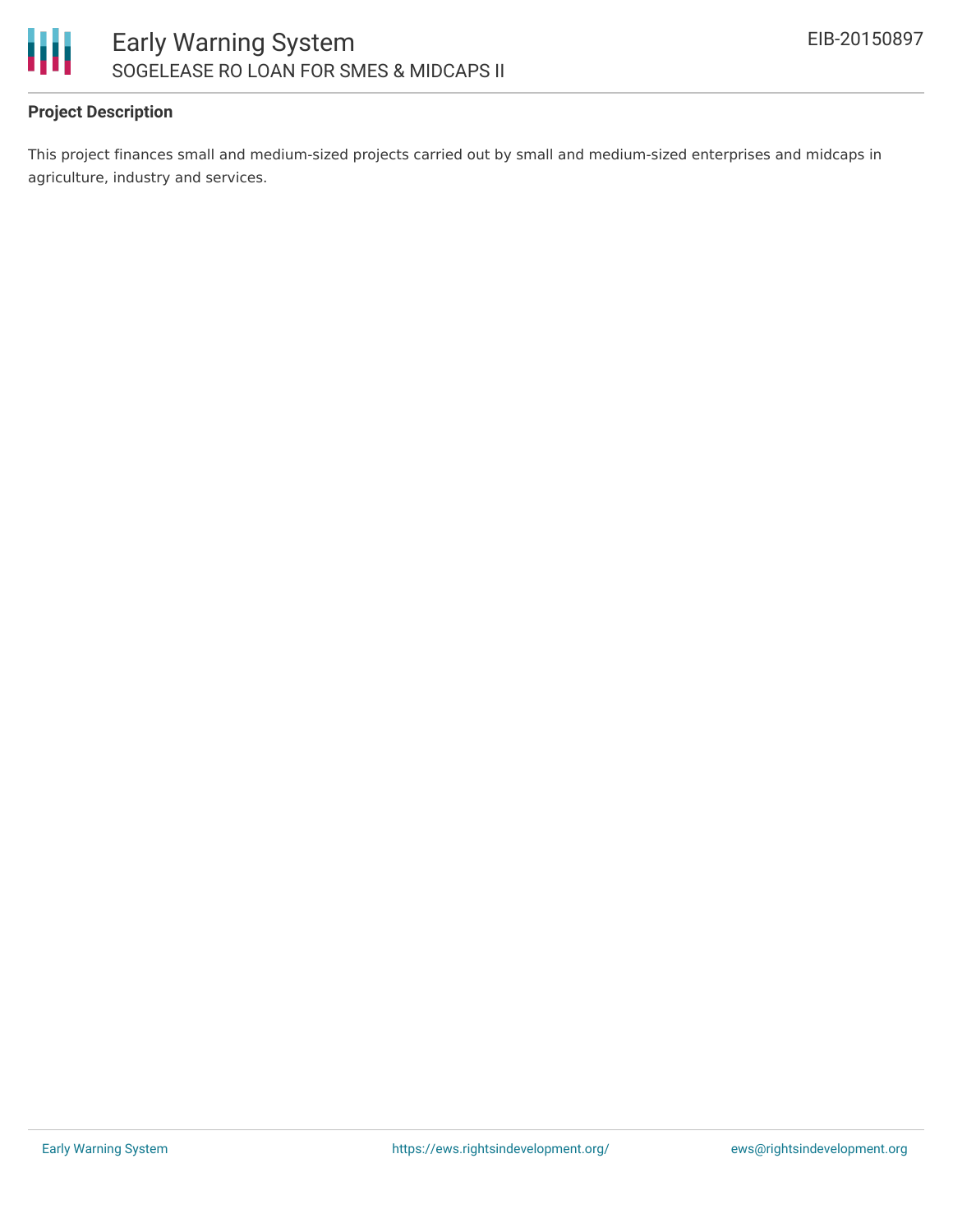## Project Description

This project finances small and medium-sized projects carried out by small and medium-sized enterprises and midcaps in agriculture, industry and services.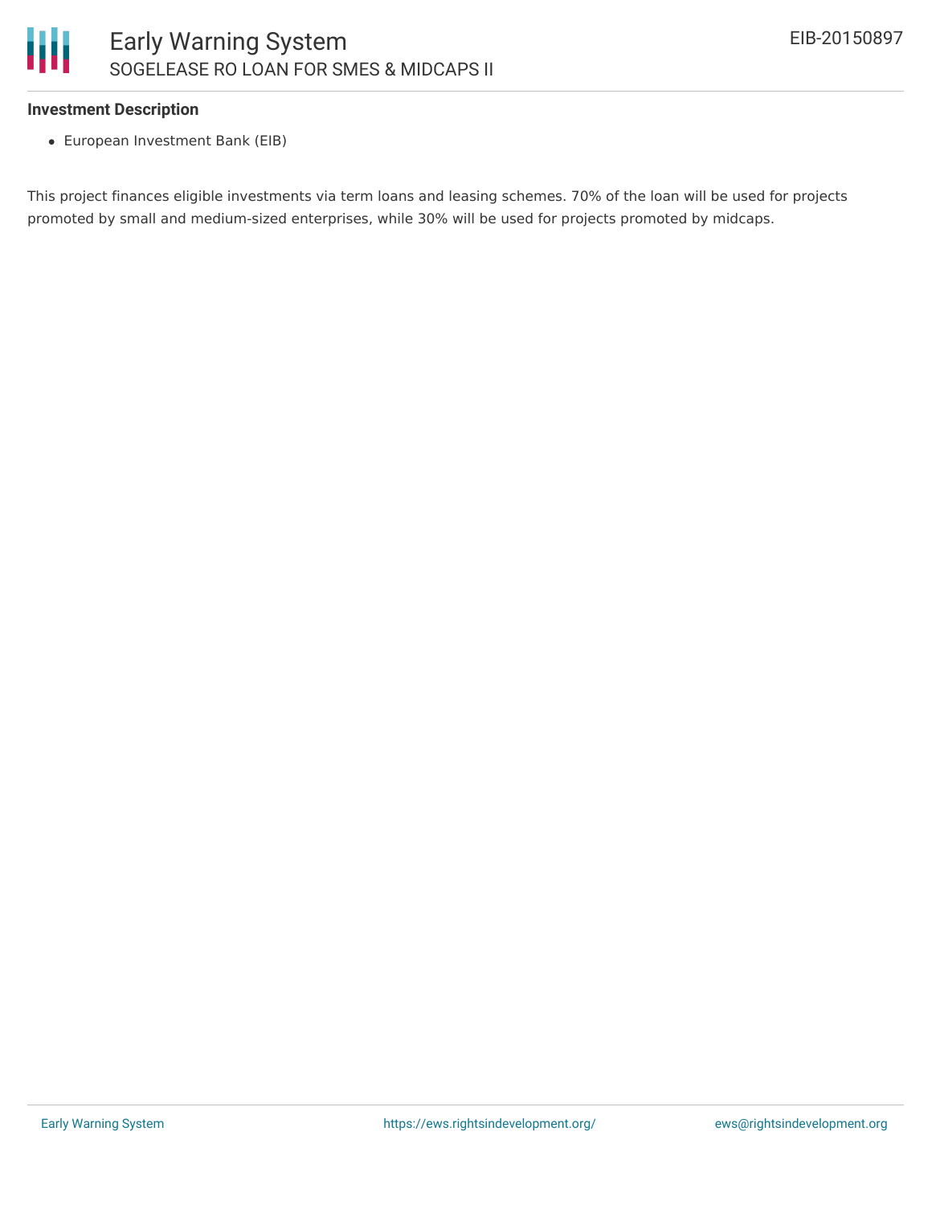**Investment Description**

- European Investment Bank (EIB)

This project finances eligible investments via term loans and leasing schemes. 70% of the loan will be used for projects promoted by small and medium-sized enterprises, while 30% will be used for projects promoted by midcaps.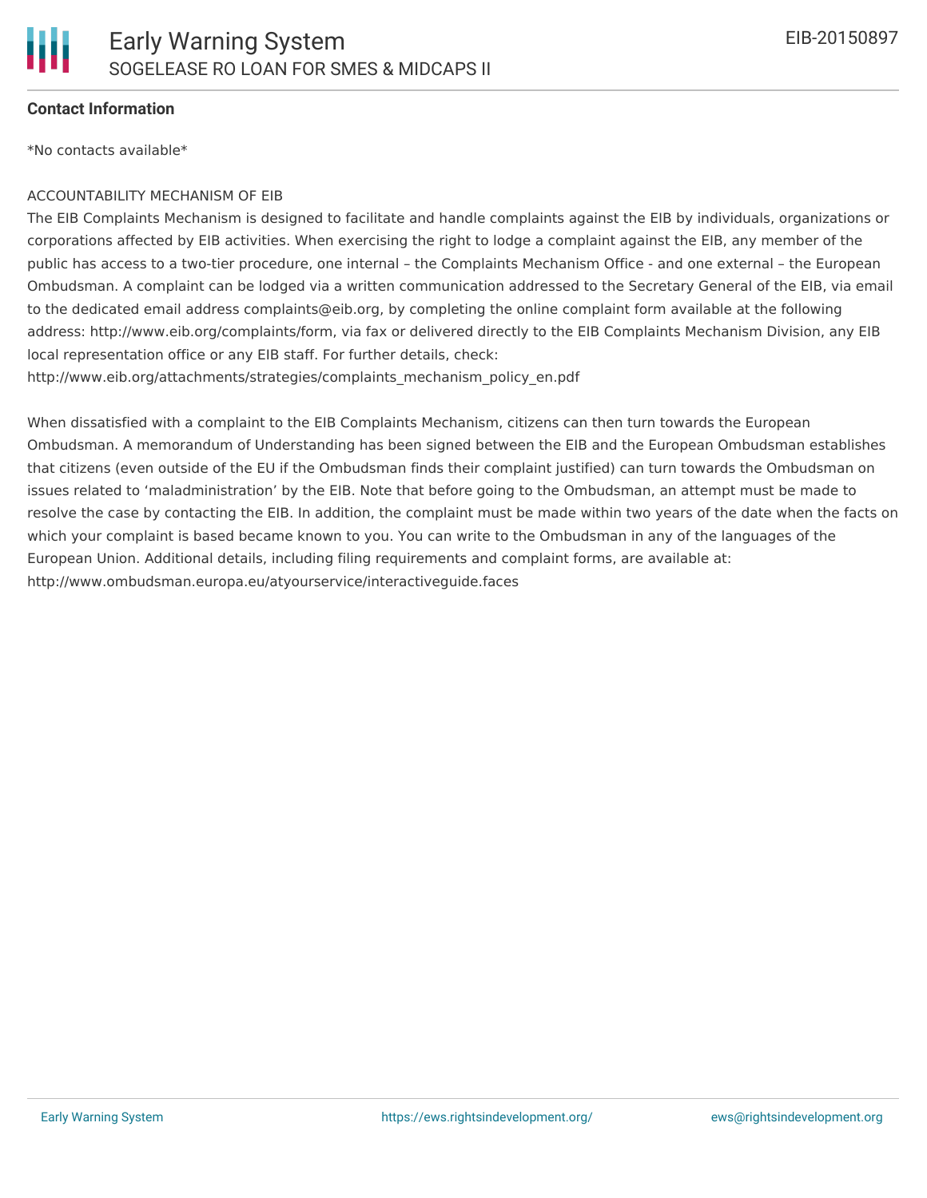**Contact Information**

*No contacts available*

ACCOUNTABILITY MECHANISM OF EIB

The EIB Complaints Mechanism is designed to facilitate and handle complaints against the EIB by individuals, organizations or corporations affected by EIB activities. When exercising the right to lodge a complaint against the EIB, any member of the public has access to a two-tier procedure, one internal – the Complaints Mechanism Office - and one external – the European Ombudsman. A complaint can be lodged via a written communication addressed to the Secretary General of the EIB, via email to the dedicated email address complaints@eib.org, by completing the online complaint form available at the following address: http://www.eib.org/complaints/form, via fax or delivered directly to the EIB Complaints Mechanism Division, any EIB local representation office or any EIB staff. For further details, check: http://www.eib.org/attachments/strategies/complaints_mechanism_policy_en.pdf

When dissatisfied with a complaint to the EIB Complaints Mechanism, citizens can then turn towards the European Ombudsman. A memorandum of Understanding has been signed between the EIB and the European Ombudsman establishes that citizens (even outside of the EU if the Ombudsman finds their complaint justified) can turn towards the Ombudsman on issues related to 'maladministration' by the EIB. Note that before going to the Ombudsman, an attempt must be made to resolve the case by contacting the EIB. In addition, the complaint must be made within two years of the date when the facts on which your complaint is based became known to you. You can write to the Ombudsman in any of the languages of the European Union. Additional details, including filing requirements and complaint forms, are available at: http://www.ombudsman.europa.eu/atyourservice/interactiveguide.faces